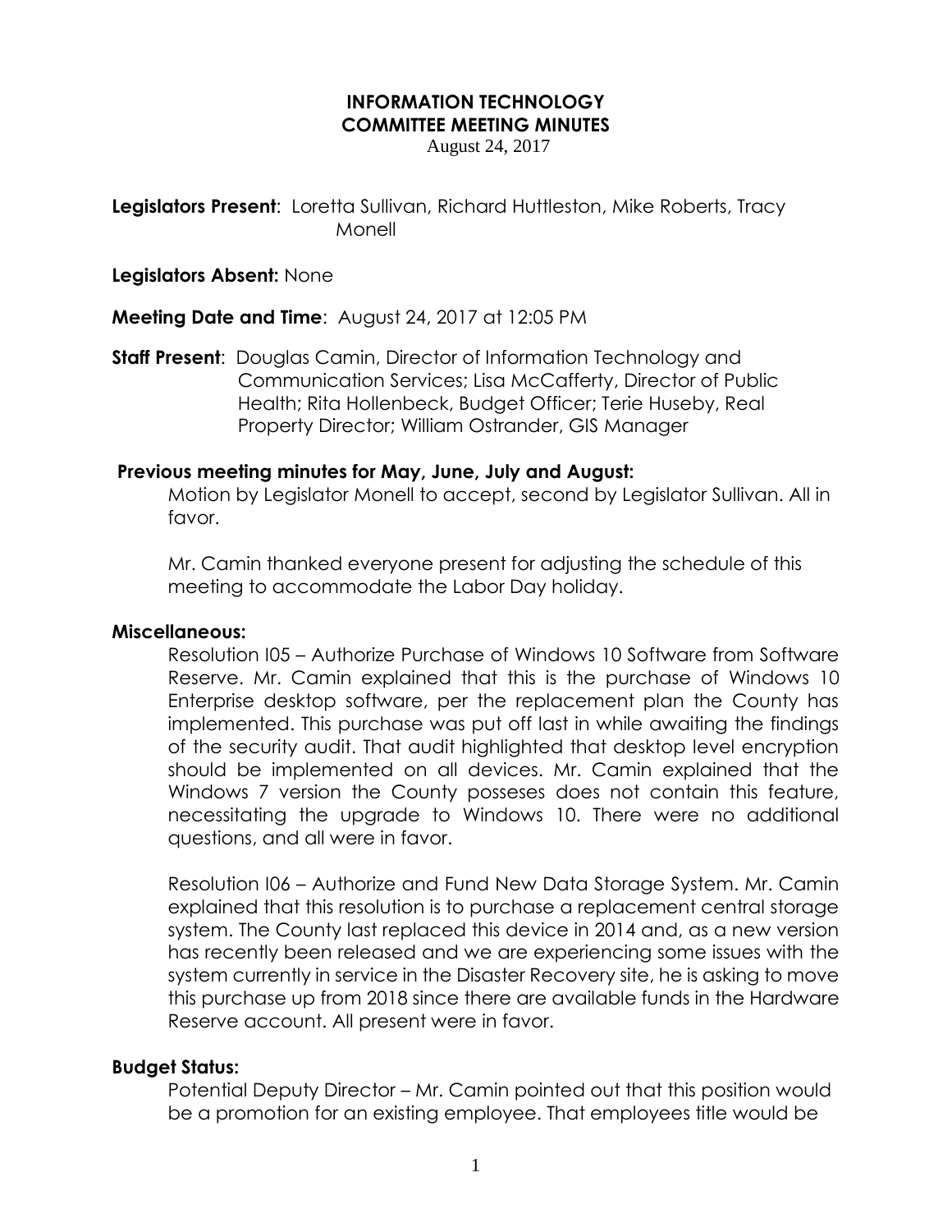# INFORMATION TECHNOLOGY COMMITTEE MEETING MINUTES

August 24, 2017

**Legislators Present**: Loretta Sullivan, Richard Huttleston, Mike Roberts, Tracy Monell

**Legislators Absent:** None

**Meeting Date and Time**: August 24, 2017 at 12:05 PM

**Staff Present**: Douglas Camin, Director of Information Technology and Communication Services; Lisa McCafferty, Director of Public Health; Rita Hollenbeck, Budget Officer; Terie Huseby, Real Property Director; William Ostrander, GIS Manager

**Previous meeting minutes for May, June, July and August:**

Motion by Legislator Monell to accept, second by Legislator Sullivan. All in favor.

Mr. Camin thanked everyone present for adjusting the schedule of this meeting to accommodate the Labor Day holiday.

**Miscellaneous:**

Resolution I05 – Authorize Purchase of Windows 10 Software from Software Reserve. Mr. Camin explained that this is the purchase of Windows 10 Enterprise desktop software, per the replacement plan the County has implemented. This purchase was put off last in while awaiting the findings of the security audit. That audit highlighted that desktop level encryption should be implemented on all devices. Mr. Camin explained that the Windows 7 version the County posseses does not contain this feature, necessitating the upgrade to Windows 10. There were no additional questions, and all were in favor.

Resolution I06 – Authorize and Fund New Data Storage System. Mr. Camin explained that this resolution is to purchase a replacement central storage system. The County last replaced this device in 2014 and, as a new version has recently been released and we are experiencing some issues with the system currently in service in the Disaster Recovery site, he is asking to move this purchase up from 2018 since there are available funds in the Hardware Reserve account. All present were in favor.

**Budget Status:**

Potential Deputy Director – Mr. Camin pointed out that this position would be a promotion for an existing employee. That employees title would be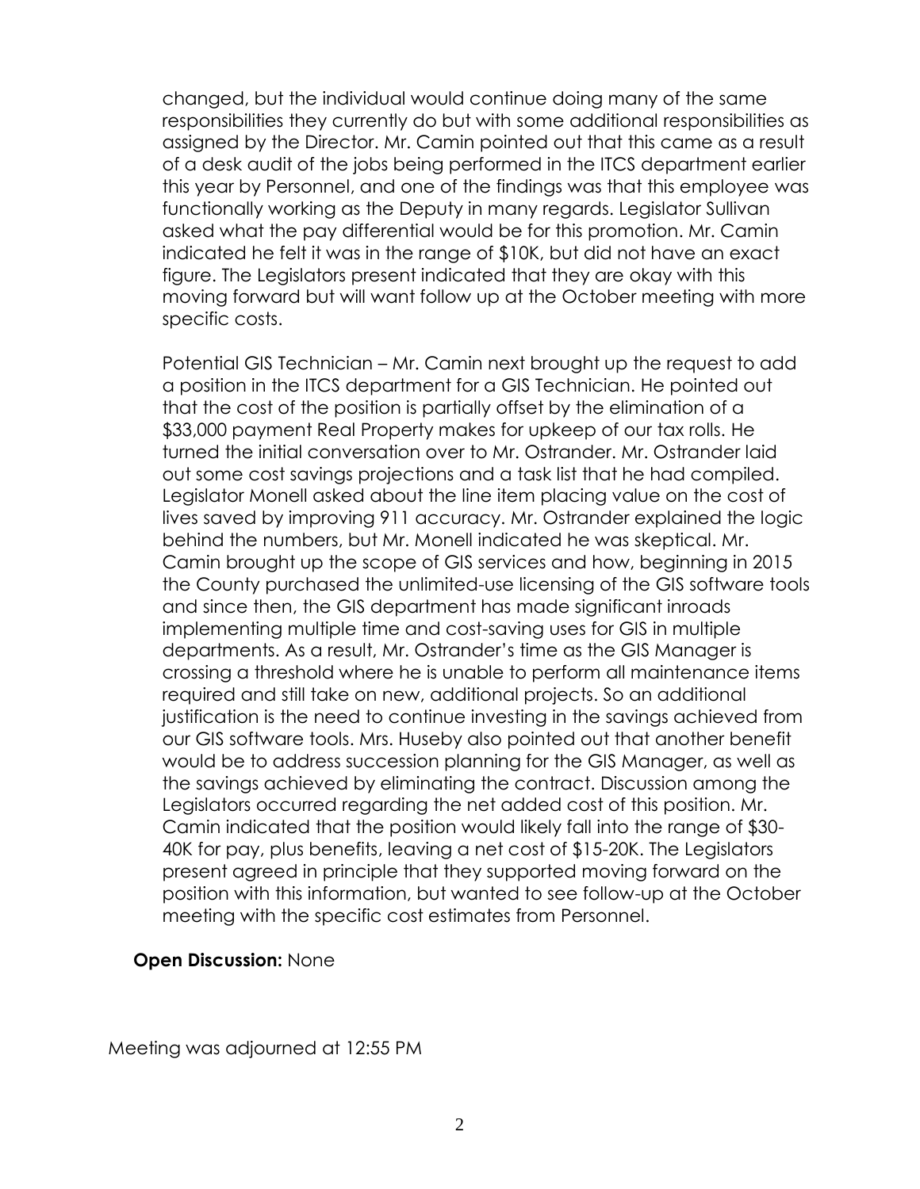changed, but the individual would continue doing many of the same responsibilities they currently do but with some additional responsibilities as assigned by the Director. Mr. Camin pointed out that this came as a result of a desk audit of the jobs being performed in the ITCS department earlier this year by Personnel, and one of the findings was that this employee was functionally working as the Deputy in many regards. Legislator Sullivan asked what the pay differential would be for this promotion. Mr. Camin indicated he felt it was in the range of $10K, but did not have an exact figure. The Legislators present indicated that they are okay with this moving forward but will want follow up at the October meeting with more specific costs.

Potential GIS Technician – Mr. Camin next brought up the request to add a position in the ITCS department for a GIS Technician. He pointed out that the cost of the position is partially offset by the elimination of a $33,000 payment Real Property makes for upkeep of our tax rolls. He turned the initial conversation over to Mr. Ostrander. Mr. Ostrander laid out some cost savings projections and a task list that he had compiled. Legislator Monell asked about the line item placing value on the cost of lives saved by improving 911 accuracy. Mr. Ostrander explained the logic behind the numbers, but Mr. Monell indicated he was skeptical. Mr. Camin brought up the scope of GIS services and how, beginning in 2015 the County purchased the unlimited-use licensing of the GIS software tools and since then, the GIS department has made significant inroads implementing multiple time and cost-saving uses for GIS in multiple departments. As a result, Mr. Ostrander's time as the GIS Manager is crossing a threshold where he is unable to perform all maintenance items required and still take on new, additional projects. So an additional justification is the need to continue investing in the savings achieved from our GIS software tools. Mrs. Huseby also pointed out that another benefit would be to address succession planning for the GIS Manager, as well as the savings achieved by eliminating the contract. Discussion among the Legislators occurred regarding the net added cost of this position. Mr. Camin indicated that the position would likely fall into the range of $30-40K for pay, plus benefits, leaving a net cost of $15-20K. The Legislators present agreed in principle that they supported moving forward on the position with this information, but wanted to see follow-up at the October meeting with the specific cost estimates from Personnel.

**Open Discussion:** None

Meeting was adjourned at 12:55 PM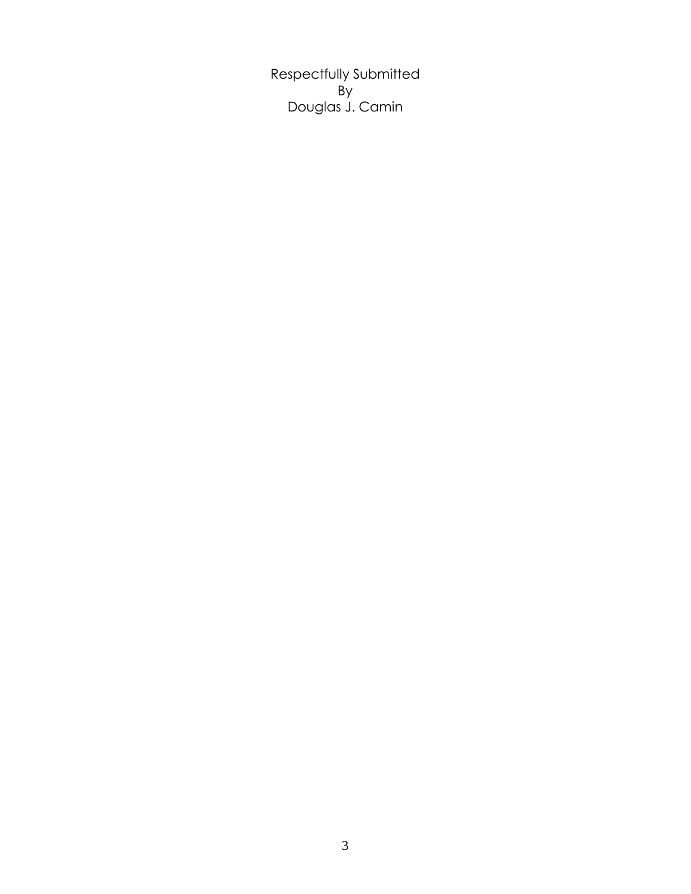Respectfully Submitted
By
Douglas J. Camin